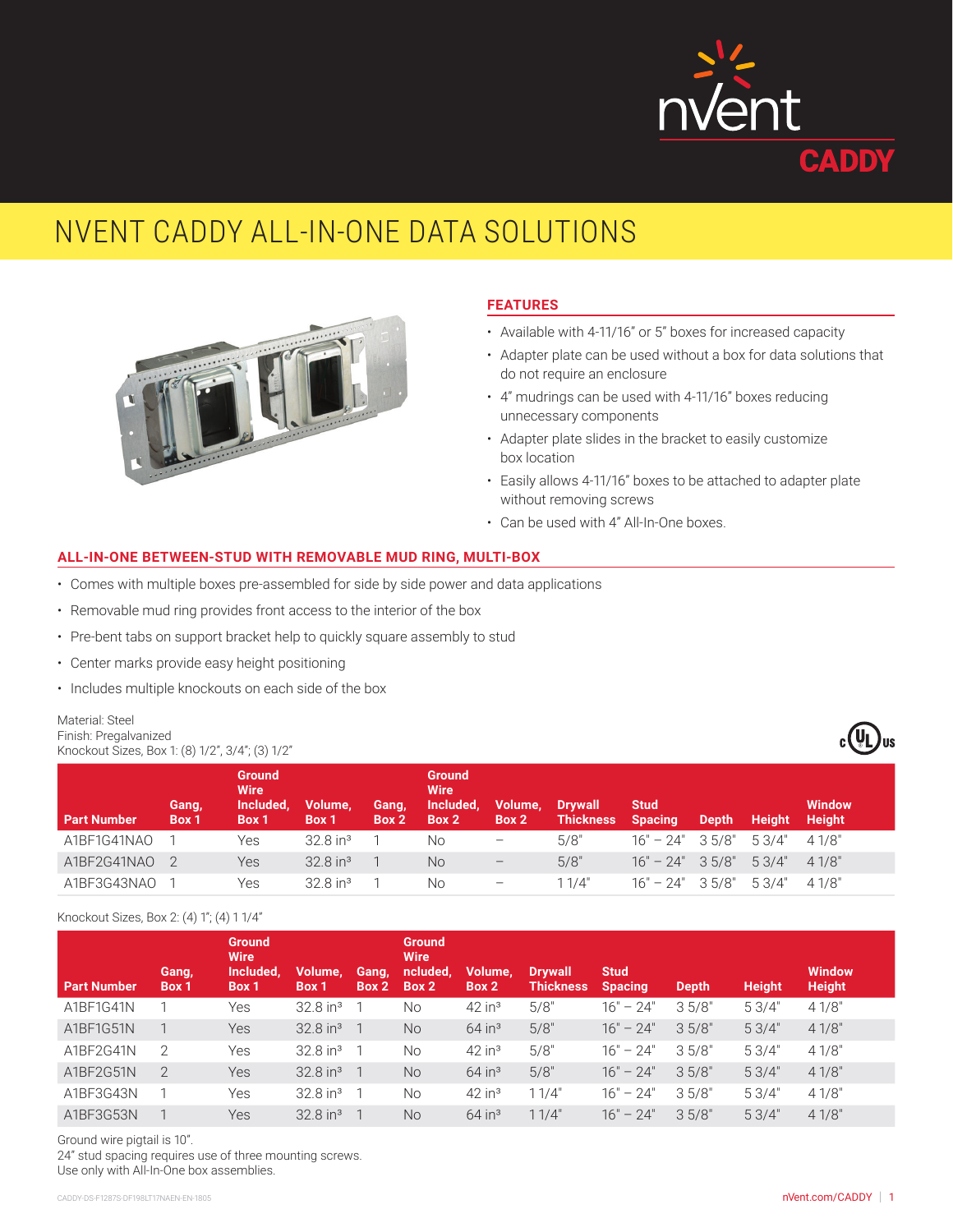# NVENT CADDY ALL-IN-ONE DATA SOLUTIONS

## FEATURES

- Available with 4-11/16" or 5" boxes for increased capacity
- Adapter plate can be used without a box for data solutions that do not require an enclosure
- 4" mudrings can be used with 4-11/16" boxes reducing unnecessary components
- Adapter plate slides in the bracket to easily customize box location
- Easily allows 4-11/16" boxes to be attached to adapter plate without removing screws
- Can be used with 4" All-In-One boxes.

## ALL-IN-ONE BETWEEN-STUD WITH REMOVABLE MUD RING, MULTI-BOX

- Comes with multiple boxes pre-assembled for side by side power and data applications
- Removable mud ring provides front access to the interior of the box
- Pre-bent tabs on support bracket help to quickly square assembly to stud
- Center marks provide easy height positioning
- Includes multiple knockouts on each side of the box

Material: Steel
Finish: Pregalvanized
Knockout Sizes, Box 1: (8) 1/2", 3/4"; (3) 1/2"

| Part Number | Gang, Box 1 | Ground Wire Included, Box 1 | Volume, Box 1 | Gang, Box 2 | Ground Wire Included, Box 2 | Volume, Box 2 | Drywall Thickness | Stud Spacing | Depth | Height | Window Height |
|---|---|---|---|---|---|---|---|---|---|---|---|
| A1BF1G41NAO | 1 | Yes | 32.8 in³ | 1 | No | – | 5/8" | 16" – 24" | 3 5/8" | 5 3/4" | 4 1/8" |
| A1BF2G41NAO | 2 | Yes | 32.8 in³ | 1 | No | – | 5/8" | 16" – 24" | 3 5/8" | 5 3/4" | 4 1/8" |
| A1BF3G43NAO | 1 | Yes | 32.8 in³ | 1 | No | – | 1 1/4" | 16" – 24" | 3 5/8" | 5 3/4" | 4 1/8" |

Knockout Sizes, Box 2: (4) 1"; (4) 1 1/4"

| Part Number | Gang, Box 1 | Ground Wire Included, Box 1 | Volume, Box 1 | Gang, Box 2 | Ground Wire ncluded, Box 2 | Volume, Box 2 | Drywall Thickness | Stud Spacing | Depth | Height | Window Height |
|---|---|---|---|---|---|---|---|---|---|---|---|
| A1BF1G41N | 1 | Yes | 32.8 in³ | 1 | No | 42 in³ | 5/8" | 16" – 24" | 3 5/8" | 5 3/4" | 4 1/8" |
| A1BF1G51N | 1 | Yes | 32.8 in³ | 1 | No | 64 in³ | 5/8" | 16" – 24" | 3 5/8" | 5 3/4" | 4 1/8" |
| A1BF2G41N | 2 | Yes | 32.8 in³ | 1 | No | 42 in³ | 5/8" | 16" – 24" | 3 5/8" | 5 3/4" | 4 1/8" |
| A1BF2G51N | 2 | Yes | 32.8 in³ | 1 | No | 64 in³ | 5/8" | 16" – 24" | 3 5/8" | 5 3/4" | 4 1/8" |
| A1BF3G43N | 1 | Yes | 32.8 in³ | 1 | No | 42 in³ | 1 1/4" | 16" – 24" | 3 5/8" | 5 3/4" | 4 1/8" |
| A1BF3G53N | 1 | Yes | 32.8 in³ | 1 | No | 64 in³ | 1 1/4" | 16" – 24" | 3 5/8" | 5 3/4" | 4 1/8" |

Ground wire pigtail is 10".
24" stud spacing requires use of three mounting screws.
Use only with All-In-One box assemblies.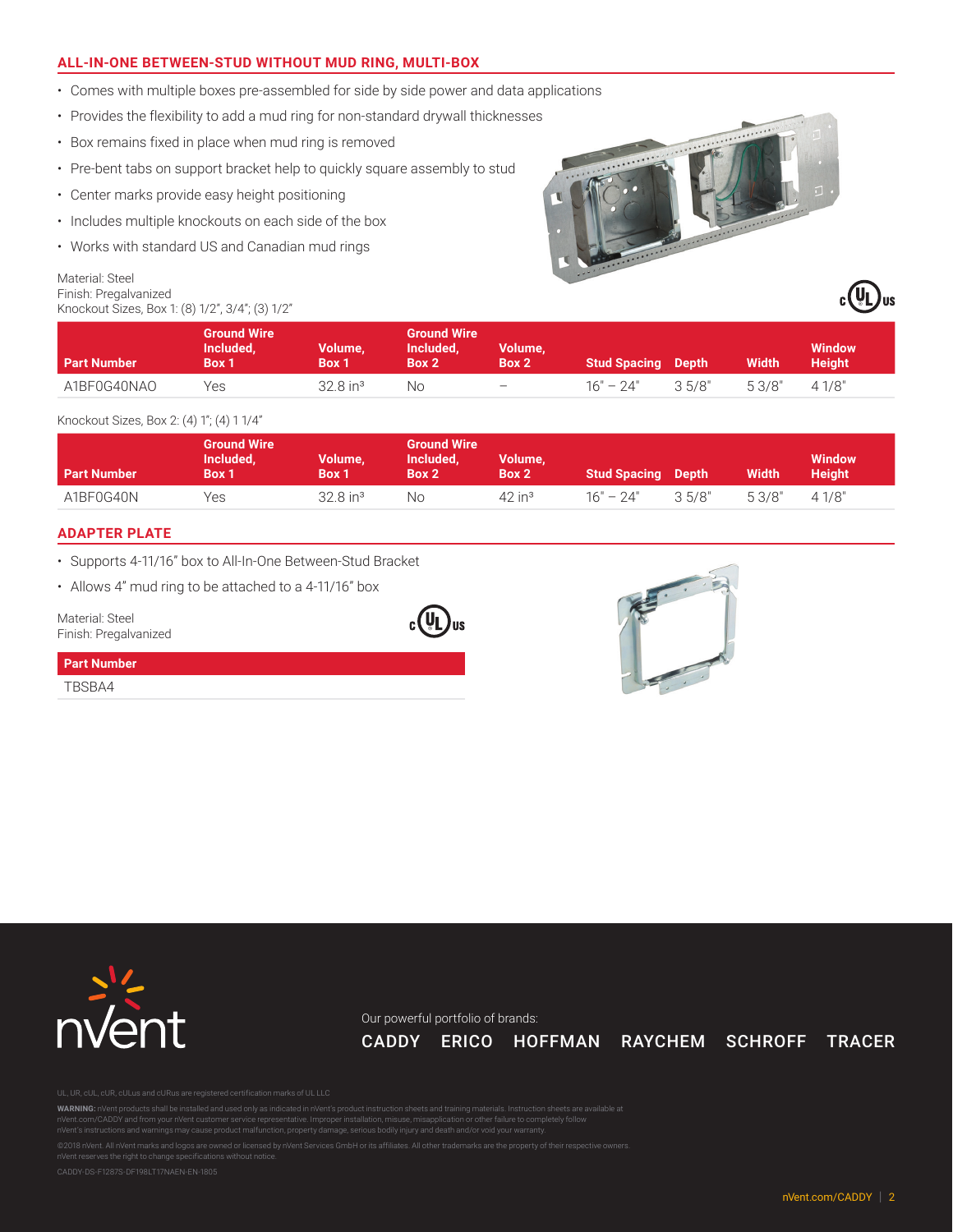## ALL-IN-ONE BETWEEN-STUD WITHOUT MUD RING, MULTI-BOX

- Comes with multiple boxes pre-assembled for side by side power and data applications
- Provides the flexibility to add a mud ring for non-standard drywall thicknesses
- Box remains fixed in place when mud ring is removed
- Pre-bent tabs on support bracket help to quickly square assembly to stud
- Center marks provide easy height positioning
- Includes multiple knockouts on each side of the box
- Works with standard US and Canadian mud rings

Material: Steel
Finish: Pregalvanized
Knockout Sizes, Box 1: (8) 1/2", 3/4"; (3) 1/2"

| Part Number | Ground Wire Included, Box 1 | Volume, Box 1 | Ground Wire Included, Box 2 | Volume, Box 2 | Stud Spacing | Depth | Width | Window Height |
|---|---|---|---|---|---|---|---|---|
| A1BF0G40NAO | Yes | 32.8 in³ | No | – | 16" – 24" | 3 5/8" | 5 3/8" | 4 1/8" |

Knockout Sizes, Box 2: (4) 1"; (4) 1 1/4"

| Part Number | Ground Wire Included, Box 1 | Volume, Box 1 | Ground Wire Included, Box 2 | Volume, Box 2 | Stud Spacing | Depth | Width | Window Height |
|---|---|---|---|---|---|---|---|---|
| A1BF0G40N | Yes | 32.8 in³ | No | 42 in³ | 16" – 24" | 3 5/8" | 5 3/8" | 4 1/8" |

## ADAPTER PLATE

- Supports 4-11/16" box to All-In-One Between-Stud Bracket
- Allows 4" mud ring to be attached to a 4-11/16" box

Material: Steel
Finish: Pregalvanized

| Part Number |
|---|
| TBSBA4 |

Our powerful portfolio of brands:
CADDY ERICO HOFFMAN RAYCHEM SCHROFF TRACER

UL, UR, cUL, cUR, cULus and cURus are registered certification marks of UL LLC

**WARNING:** nVent products shall be installed and used only as indicated in nVent's product instruction sheets and training materials. Instruction sheets are available at nVent.com/CADDY and from your nVent customer service representative. Improper installation, misuse, misapplication or other failure to completely follow nVent's instructions and warnings may cause product malfunction, property damage, serious bodily injury and death and/or void your warranty.

©2018 nVent. All nVent marks and logos are owned or licensed by nVent Services GmbH or its affiliates. All other trademarks are the property of their respective owners. nVent reserves the right to change specifications without notice.

CADDY-DS-F1287S-DF198LT17NAEN-EN-1805

nVent.com/CADDY